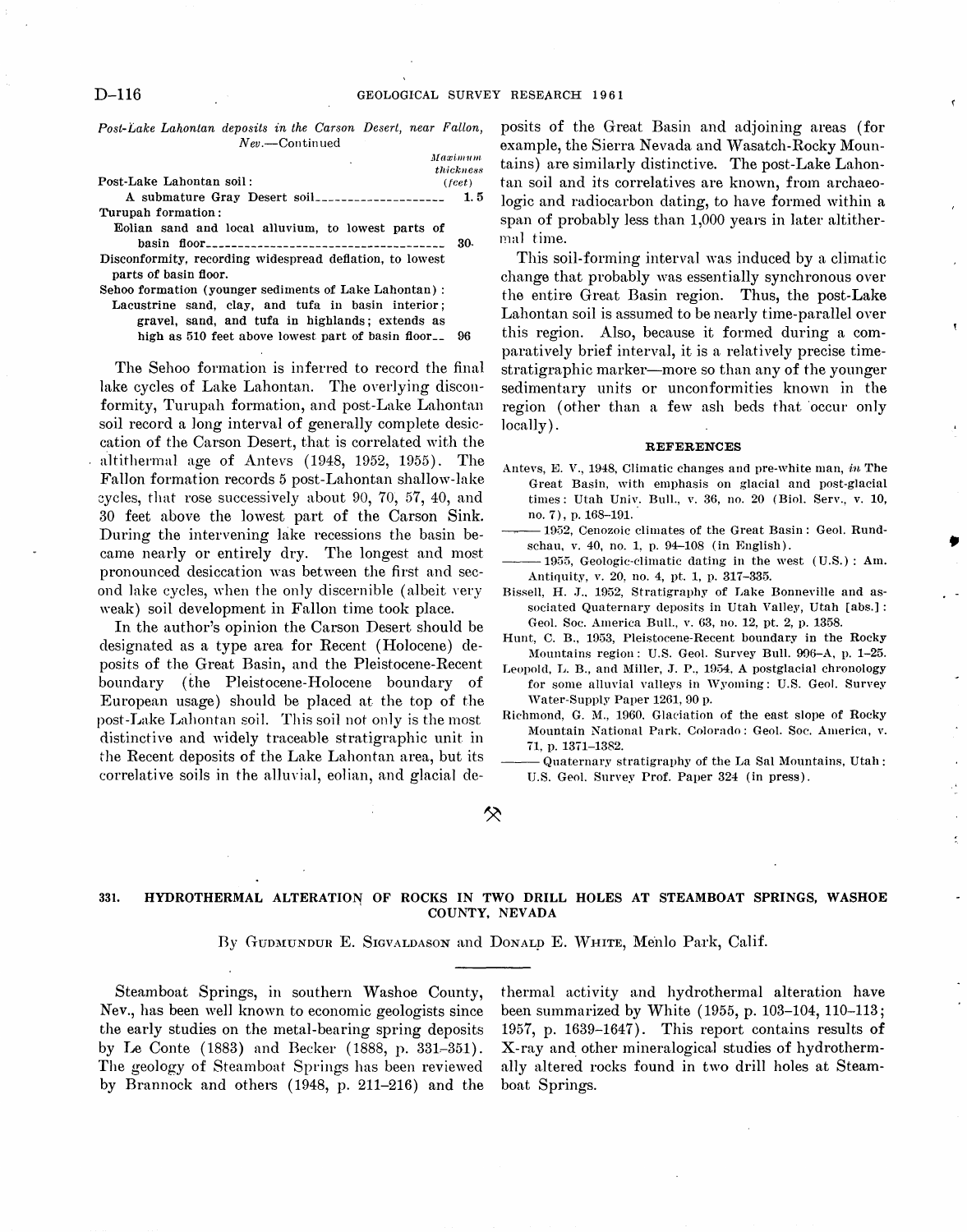*Post-Lake Lahontan deposits in the Carson Desert, near Fallon, Nev.*—Continued

| | Maximum thickness (feet) |
|---|---|
| Post-Lake Lahontan soil: | |
| A submature Gray Desert soil | 1.5 |
| Turupah formation: | |
| Eolian sand and local alluvium, to lowest parts of basin floor | 30 |
| Disconformity, recording widespread deflation, to lowest parts of basin floor. | |
| Sehoo formation (younger sediments of Lake Lahontan): | |
| Lacustrine sand, clay, and tufa in basin interior; gravel, sand, and tufa in highlands; extends as high as 510 feet above lowest part of basin floor | 96 |

The Sehoo formation is inferred to record the final lake cycles of Lake Lahontan. The overlying disconformity, Turupah formation, and post-Lake Lahontan soil record a long interval of generally complete desiccation of the Carson Desert, that is correlated with the altithermal age of Antevs (1948, 1952, 1955). The Fallon formation records 5 post-Lahontan shallow-lake cycles, that rose successively about 90, 70, 57, 40, and 30 feet above the lowest part of the Carson Sink. During the intervening lake recessions the basin became nearly or entirely dry. The longest and most pronounced desiccation was between the first and second lake cycles, when the only discernible (albeit very weak) soil development in Fallon time took place.

In the author's opinion the Carson Desert should be designated as a type area for Recent (Holocene) deposits of the Great Basin, and the Pleistocene-Recent boundary (the Pleistocene-Holocene boundary of European usage) should be placed at the top of the post-Lake Lahontan soil. This soil not only is the most distinctive and widely traceable stratigraphic unit in the Recent deposits of the Lake Lahontan area, but its correlative soils in the alluvial, eolian, and glacial deposits of the Great Basin and adjoining areas (for example, the Sierra Nevada and Wasatch-Rocky Mountains) are similarly distinctive. The post-Lake Lahontan soil and its correlatives are known, from archaeologic and radiocarbon dating, to have formed within a span of probably less than 1,000 years in later altithermal time.

This soil-forming interval was induced by a climatic change that probably was essentially synchronous over the entire Great Basin region. Thus, the post-Lake Lahontan soil is assumed to be nearly time-parallel over this region. Also, because it formed during a comparatively brief interval, it is a relatively precise time-stratigraphic marker—more so than any of the younger sedimentary units or unconformities known in the region (other than a few ash beds that occur only locally).

## REFERENCES

Antevs, E. V., 1948, Climatic changes and pre-white man, *in* The Great Basin, with emphasis on glacial and post-glacial times: Utah Univ. Bull., v. 36, no. 20 (Biol. Serv., v. 10, no. 7), p. 168–191.

——— 1952, Cenozoic climates of the Great Basin: Geol. Rundschau, v. 40, no. 1, p. 94–108 (in English).

——— 1955, Geologic-climatic dating in the west (U.S.): Am. Antiquity, v. 20, no. 4, pt. 1, p. 317–335.

Bissell, H. J., 1952, Stratigraphy of Lake Bonneville and associated Quaternary deposits in Utah Valley, Utah [abs.]: Geol. Soc. America Bull., v. 63, no. 12, pt. 2, p. 1358.

Hunt, C. B., 1953, Pleistocene-Recent boundary in the Rocky Mountains region: U.S. Geol. Survey Bull. 996–A, p. 1–25.

Leopold, L. B., and Miller, J. P., 1954, A postglacial chronology for some alluvial valleys in Wyoming: U.S. Geol. Survey Water-Supply Paper 1261, 90 p.

Richmond, G. M., 1960, Glaciation of the east slope of Rocky Mountain National Park, Colorado: Geol. Soc. America, v. 71, p. 1371–1382.

——— Quaternary stratigraphy of the La Sal Mountains, Utah: U.S. Geol. Survey Prof. Paper 324 (in press).

## 331. HYDROTHERMAL ALTERATION OF ROCKS IN TWO DRILL HOLES AT STEAMBOAT SPRINGS, WASHOE COUNTY, NEVADA

By Gudmundur E. Sigvaldason and Donald E. White, Menlo Park, Calif.

Steamboat Springs, in southern Washoe County, Nev., has been well known to economic geologists since the early studies on the metal-bearing spring deposits by Le Conte (1883) and Becker (1888, p. 331–351). The geology of Steamboat Springs has been reviewed by Brannock and others (1948, p. 211–216) and the thermal activity and hydrothermal alteration have been summarized by White (1955, p. 103–104, 110–113; 1957, p. 1639–1647). This report contains results of X-ray and other mineralogical studies of hydrothermally altered rocks found in two drill holes at Steamboat Springs.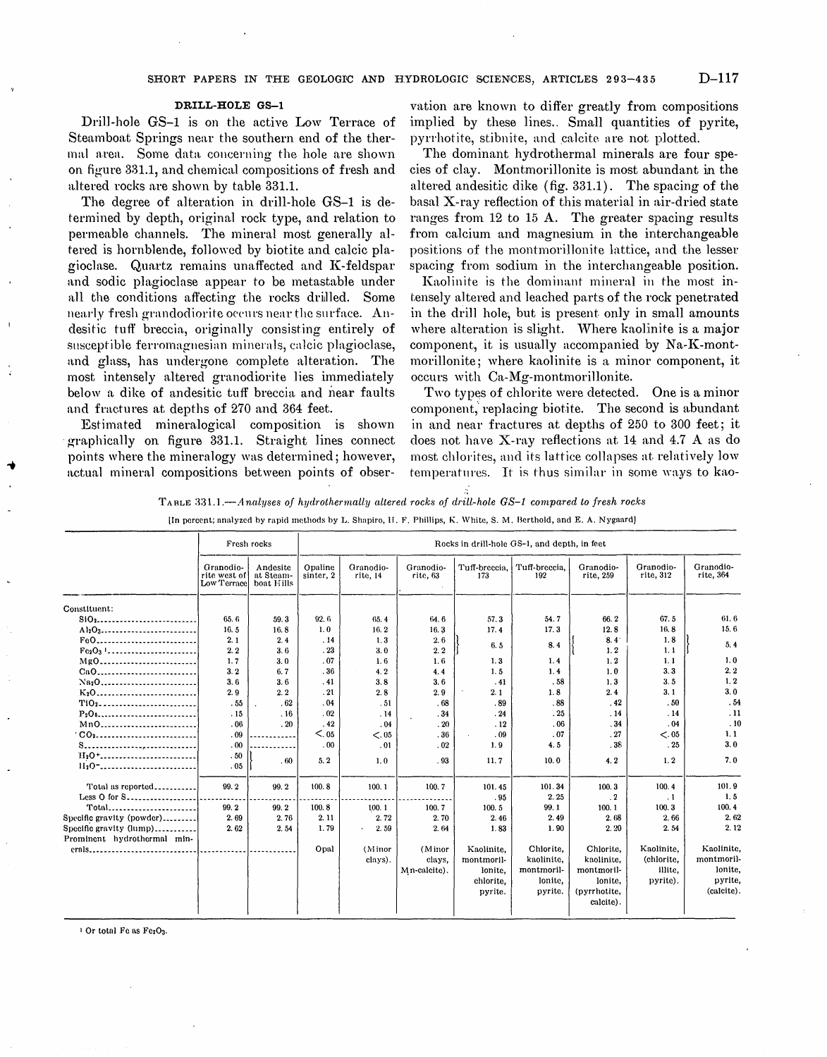### DRILL-HOLE GS–1

Drill-hole GS–1 is on the active Low Terrace of Steamboat Springs near the southern end of the thermal area. Some data concerning the hole are shown on figure 331.1, and chemical compositions of fresh and altered rocks are shown by table 331.1.

The degree of alteration in drill-hole GS–1 is determined by depth, original rock type, and relation to permeable channels. The mineral most generally altered is hornblende, followed by biotite and calcic plagioclase. Quartz remains unaffected and K-feldspar and sodic plagioclase appear to be metastable under all the conditions affecting the rocks drilled. Some nearly fresh granodiorite occurs near the surface. Andesitic tuff breccia, originally consisting entirely of susceptible ferromagnesian minerals, calcic plagioclase, and glass, has undergone complete alteration. The most intensely altered granodiorite lies immediately below a dike of andesitic tuff breccia and near faults and fractures at depths of 270 and 364 feet.

Estimated mineralogical composition is shown graphically on figure 331.1. Straight lines connect points where the mineralogy was determined; however, actual mineral compositions between points of observation are known to differ greatly from compositions implied by these lines. Small quantities of pyrite, pyrrhotite, stibnite, and calcite are not plotted.

The dominant hydrothermal minerals are four species of clay. Montmorillonite is most abundant in the altered andesitic dike (fig. 331.1). The spacing of the basal X-ray reflection of this material in air-dried state ranges from 12 to 15 A. The greater spacing results from calcium and magnesium in the interchangeable positions of the montmorillonite lattice, and the lesser spacing from sodium in the interchangeable position.

Kaolinite is the dominant mineral in the most intensely altered and leached parts of the rock penetrated in the drill hole, but is present only in small amounts where alteration is slight. Where kaolinite is a major component, it is usually accompanied by Na-K-montmorillonite; where kaolinite is a minor component, it occurs with Ca-Mg-montmorillonite.

Two types of chlorite were detected. One is a minor component, replacing biotite. The second is abundant in and near fractures at depths of 250 to 300 feet; it does not have X-ray reflections at 14 and 4.7 A as do most chlorites, and its lattice collapses at relatively low temperatures. It is thus similar in some ways to kao-

TABLE 331.1.—*Analyses of hydrothermally altered rocks of drill-hole GS–1 compared to fresh rocks*

[In percent; analyzed by rapid methods by L. Shapiro, H. F. Phillips, K. White, S. M. Berthold, and E. A. Nygaard]

| | Fresh rocks | | Rocks in drill-hole GS–1, and depth, in feet | | | | | | | |
|---|---|---|---|---|---|---|---|---|---|---|
| | Granodiorite west of Low Terrace | Andesite at Steamboat Hills | Opaline sinter, 2 | Granodiorite, 14 | Granodiorite, 63 | Tuff-breccia, 173 | Tuff-breccia, 192 | Granodiorite, 259 | Granodiorite, 312 | Granodiorite, 364 |
| Constituent: | | | | | | | | | | |
| $SiO_2$ | 65.6 | 59.3 | 92.6 | 65.4 | 64.6 | 57.3 | 54.7 | 66.2 | 67.5 | 61.6 |
| $Al_2O_3$ | 16.5 | 16.8 | 1.0 | 16.2 | 16.3 | 17.4 | 17.3 | 12.8 | 16.8 | 15.6 |
| FeO | 2.1 | 2.4 | .14 | 1.3 | 2.6 | 6.5 | 8.4 | 8.4 | 1.8 | 5.4 |
| $Fe_2O_3$ [1] | 2.2 | 3.6 | .23 | 3.0 | 2.2 | | | 1.2 | 1.1 | |
| MgO | 1.7 | 3.0 | .07 | 1.6 | 1.6 | 1.3 | 1.4 | 1.2 | 1.1 | 1.0 |
| CaO | 3.2 | 6.7 | .36 | 4.2 | 4.4 | 1.5 | 1.4 | 1.0 | 3.3 | 2.2 |
| $Na_2O$ | 3.6 | 3.6 | .41 | 3.8 | 3.6 | .41 | .58 | 1.3 | 3.5 | 1.2 |
| $K_2O$ | 2.9 | 2.2 | .21 | 2.8 | 2.9 | 2.1 | 1.8 | 2.4 | 3.1 | 3.0 |
| $TiO_2$ | .55 | .62 | .04 | .51 | .68 | .89 | .88 | .42 | .50 | .54 |
| $P_2O_5$ | .15 | .16 | .02 | .14 | .34 | .24 | .25 | .14 | .14 | .11 |
| MnO | .06 | .20 | .42 | .04 | .20 | .12 | .06 | .34 | .04 | .10 |
| $CO_2$ | .09 | ---------- | <.05 | <.05 | .36 | .09 | .07 | .27 | <.05 | 1.1 |
| S | .00 | ---------- | .00 | .01 | .02 | 1.9 | 4.5 | .38 | .25 | 3.0 |
| $H_2O^+$ | .50 | .60 | 5.2 | 1.0 | .93 | 11.7 | 10.0 | 4.2 | 1.2 | 7.0 |
| $H_2O^-$ | .05 | | | | | | | | | |
| Total as reported | 99.2 | 99.2 | 100.8 | 100.1 | 100.7 | 101.45 | 101.34 | 100.3 | 100.4 | 101.9 |
| Less O for S | | | | | | .95 | 2.25 | .2 | .1 | 1.5 |
| Total | 99.2 | 99.2 | 100.8 | 100.1 | 100.7 | 100.5 | 99.1 | 100.1 | 100.3 | 100.4 |
| Specific gravity (powder) | 2.69 | 2.76 | 2.11 | 2.72 | 2.70 | 2.46 | 2.49 | 2.68 | 2.66 | 2.62 |
| Specific gravity (lump) | 2.62 | 2.54 | 1.79 | 2.59 | 2.64 | 1.83 | 1.90 | 2.20 | 2.54 | 2.12 |
| Prominent hydrothermal minerals | ---------- | ---------- | Opal | (Minor clays). | (Minor clays, Mn-calcite). | Kaolinite, montmorillonite, chlorite, pyrite. | Chlorite, kaolinite, montmorillonite, pyrite. | Chlorite, kaolinite, montmorillonite, (pyrrhotite, calcite). | Kaolinite, (chlorite, illite, pyrite). | Kaolinite, montmorillonite, pyrite, (calcite). |

[1] Or total Fe as $Fe_2O_3$.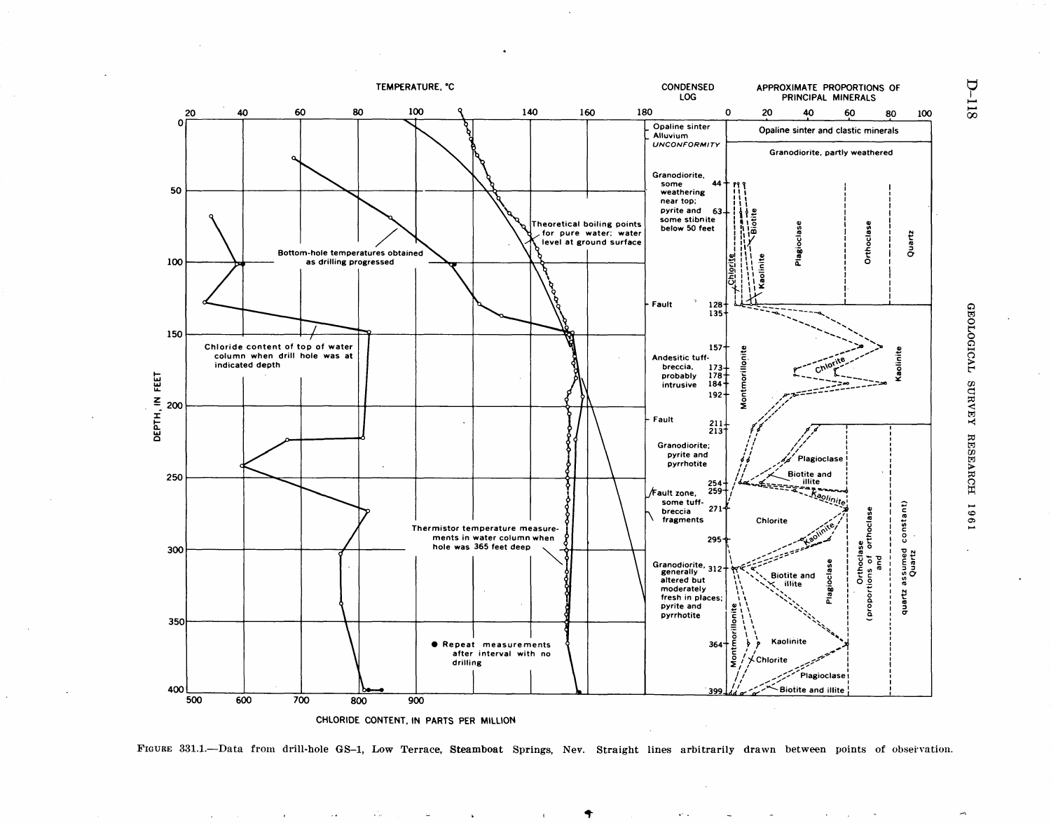FIGURE 331.1.—Data from drill-hole GS–1, Low Terrace, Steamboat Springs, Nev. Straight lines arbitrarily drawn between points of observation.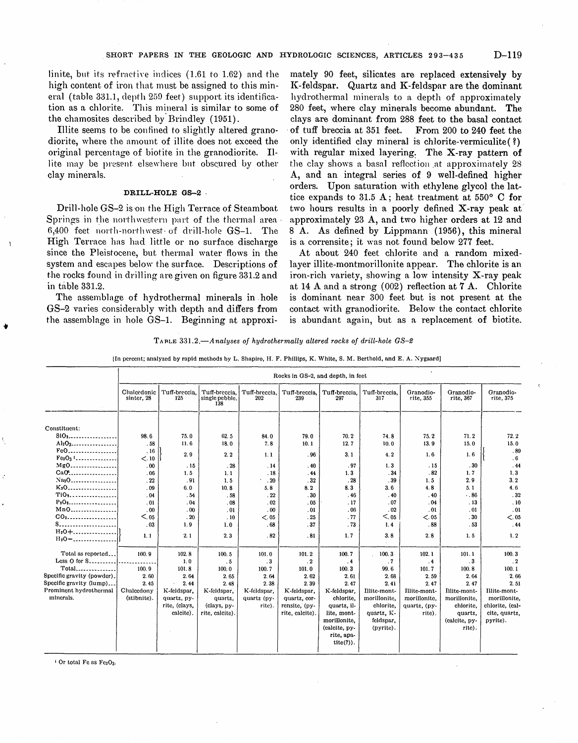linite, but its refractive indices (1.61 to 1.62) and the high content of iron that must be assigned to this mineral (table 331.1, depth 259 feet) support its identification as a chlorite. This mineral is similar to some of the chamosites described by Brindley (1951).

Illite seems to be confined to slightly altered granodiorite, where the amount of illite does not exceed the original percentage of biotite in the granodiorite. Illite may be present elsewhere but obscured by other clay minerals.

### DRILL-HOLE GS–2

Drill-hole GS–2 is on the High Terrace of Steamboat Springs in the northwestern part of the thermal area 6,400 feet north-northwest of drill-hole GS–1. The High Terrace has had little or no surface discharge since the Pleistocene, but thermal water flows in the system and escapes below the surface. Descriptions of the rocks found in drilling are given on figure 331.2 and in table 331.2.

The assemblage of hydrothermal minerals in hole GS–2 varies considerably with depth and differs from the assemblage in hole GS–1. Beginning at approximately 90 feet, silicates are replaced extensively by K-feldspar. Quartz and K-feldspar are the dominant hydrothermal minerals to a depth of approximately 280 feet, where clay minerals become abundant. The clays are dominant from 288 feet to the basal contact of tuff breccia at 351 feet. From 200 to 240 feet the only identified clay mineral is chlorite-vermiculite(?) with regular mixed layering. The X-ray pattern of the clay shows a basal reflection at approximately 28 A, and an integral series of 9 well-defined higher orders. Upon saturation with ethylene glycol the lattice expands to 31.5 A; heat treatment at 550° C for two hours results in a poorly defined X-ray peak at approximately 23 A, and two higher orders at 12 and 8 A. As defined by Lippmann (1956), this mineral is a corrensite; it was not found below 277 feet.

At about 240 feet chlorite and a random mixed-layer illite-montmorillonite appear. The chlorite is an iron-rich variety, showing a low intensity X-ray peak at 14 A and a strong (002) reflection at 7 A. Chlorite is dominant near 300 feet but is not present at the contact with granodiorite. Below the contact chlorite is abundant again, but as a replacement of biotite.

TABLE 331.2.—*Analyses of hydrothermally altered rocks of drill-hole GS–2*

[In percent; analyzed by rapid methods by L. Shapiro, H. F. Phillips, K. White, S. M. Berthold, and E. A. Nygaard]

| | Rocks in GS–2, and depth, in feet | | | | | | | | | |
|---|---|---|---|---|---|---|---|---|---|---|
| | Chalcedonic sinter, 28 | Tuff-breccia, 125 | Tuff-breccia, single pebble, 138 | Tuff-breccia, 202 | Tuff-breccia, 239 | Tuff-breccia, 297 | Tuff-breccia, 317 | Granodiorite, 355 | Granodiorite, 367 | Granodiorite, 375 |
| Constituent: | | | | | | | | | | |
| $SiO_2$ | 98.6 | 75.0 | 62.5 | 84.0 | 79.0 | 70.2 | 74.8 | 75.2 | 71.2 | 72.2 |
| $Al_2O_3$ | .58 | 11.6 | 18.0 | 7.8 | 10.1 | 12.7 | 10.0 | 13.9 | 15.0 | 15.0 |
| $FeO$ | .16 | 2.9 | 2.2 | 1.1 | .96 | 3.1 | 4.2 | 1.6 | 1.6 | .89 |
| $Fe_2O_3$ [1] | <.10 | | | | | | | | | .6 |
| $MgO$ | .00 | .15 | .28 | .14 | .40 | .97 | 1.3 | .15 | .30 | .44 |
| $CaO$ | .06 | 1.5 | 1.1 | .18 | .44 | 1.3 | .34 | .82 | 1.7 | 1.3 |
| $Na_2O$ | .22 | .91 | 1.5 | .20 | .32 | .28 | .39 | 1.5 | 2.9 | 3.2 |
| $K_2O$ | .09 | 6.0 | 10.8 | 5.8 | 8.2 | 8.3 | 3.6 | 4.8 | 5.1 | 4.6 |
| $TiO_2$ | .04 | .54 | .58 | .22 | .30 | .46 | .40 | .40 | .86 | .32 |
| $P_2O_5$ | .01 | .04 | .08 | .02 | .05 | .17 | .07 | .04 | .13 | .10 |
| $MnO$ | .00 | .00 | .01 | .00 | .01 | .06 | .02 | .01 | .01 | .01 |
| $CO_2$ | <.05 | .20 | .10 | <.05 | .25 | .77 | <.05 | <.05 | .30 | <.05 |
| $S$ | .03 | 1.9 | 1.0 | .68 | .37 | .73 | 1.4 | .88 | .53 | .44 |
| $H_2O+$ / $H_2O-$ | 1.1 | 2.1 | 2.3 | .82 | .81 | 1.7 | 3.8 | 2.8 | 1.5 | 1.2 |
| Total as reported | 100.9 | 102.8 | 100.5 | 101.0 | 101.2 | 100.7 | 100.3 | 102.1 | 101.1 | 100.3 |
| Less O for S | | 1.0 | .5 | .3 | .2 | .4 | .7 | .4 | .3 | .2 |
| Total | 100.9 | 101.8 | 100.0 | 100.7 | 101.0 | 100.3 | 99.6 | 101.7 | 100.8 | 100.1 |
| Specific gravity (powder) | 2.60 | 2.64 | 2.65 | 2.64 | 2.62 | 2.61 | 2.68 | 2.59 | 2.64 | 2.66 |
| Specific gravity (lump) | 2.45 | 2.44 | 2.48 | 2.38 | 2.39 | 2.47 | 2.41 | 2.47 | 2.47 | 2.51 |
| Prominent hydrothermal minerals. | Chalcedony (stibnite). | K-feldspar, quartz, pyrite, (clays, calcite). | K-feldspar, quartz, (clays, pyrite, calcite). | K-feldspar, quartz (pyrite). | K-feldspar, quartz, corrensite, (pyrite, calcite). | K-feldspar, chlorite, quartz, illite, montmorillonite, (calcite, pyrite, apatite(?)). | Illite-montmorillonite, chlorite, quartz, K-feldspar, (pyrite). | Illite-montmorillonite, quartz, (pyrite). | Illite-montmorillonite, chlorite, quartz, (calcite, pyrite). | Illite-montmorillonite, chlorite, (calcite, quartz, pyrite). |

[1] Or total Fe as $Fe_2O_3$.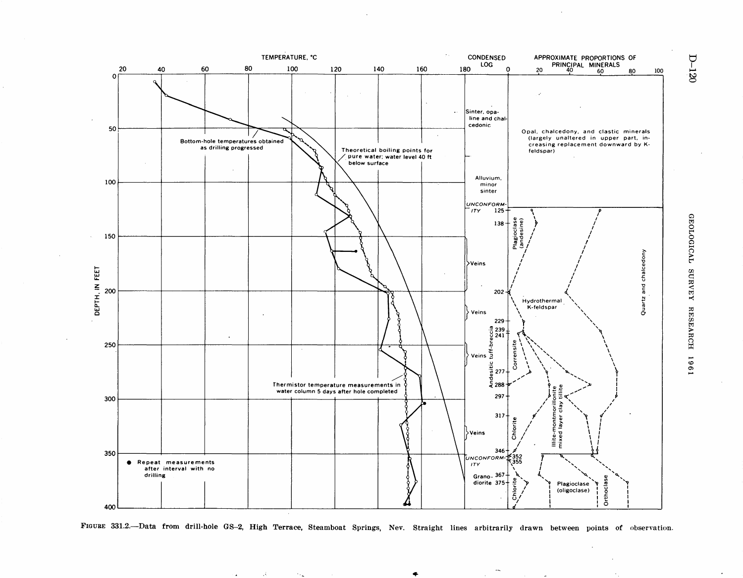FIGURE 331.2.—Data from drill-hole GS–2, High Terrace, Steamboat Springs, Nev. Straight lines arbitrarily drawn between points of observation.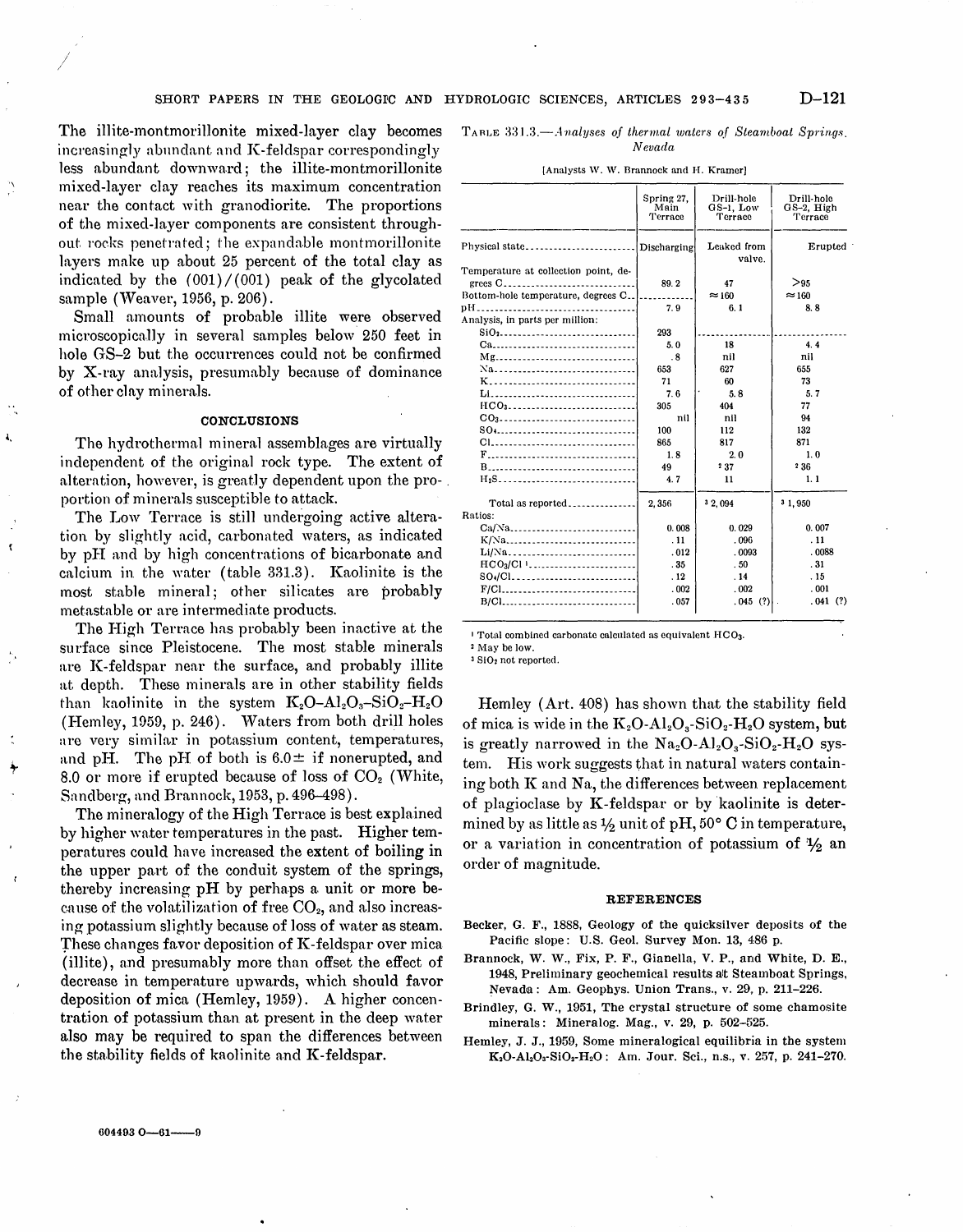The illite-montmorillonite mixed-layer clay becomes increasingly abundant and K-feldspar correspondingly less abundant downward; the illite-montmorillonite mixed-layer clay reaches its maximum concentration near the contact with granodiorite. The proportions of the mixed-layer components are consistent throughout rocks penetrated; the expandable montmorillonite layers make up about 25 percent of the total clay as indicated by the (001)/(001) peak of the glycolated sample (Weaver, 1956, p. 206).

Small amounts of probable illite were observed microscopically in several samples below 250 feet in hole GS-2 but the occurrences could not be confirmed by X-ray analysis, presumably because of dominance of other clay minerals.

## CONCLUSIONS

The hydrothermal mineral assemblages are virtually independent of the original rock type. The extent of alteration, however, is greatly dependent upon the proportion of minerals susceptible to attack.

The Low Terrace is still undergoing active alteration by slightly acid, carbonated waters, as indicated by pH and by high concentrations of bicarbonate and calcium in the water (table 331.3). Kaolinite is the most stable mineral; other silicates are probably metastable or are intermediate products.

The High Terrace has probably been inactive at the surface since Pleistocene. The most stable minerals are K-feldspar near the surface, and probably illite at depth. These minerals are in other stability fields than kaolinite in the system $K_2O$–$Al_2O_3$–$SiO_2$–$H_2O$ (Hemley, 1959, p. 246). Waters from both drill holes are very similar in potassium content, temperatures, and pH. The pH of both is 6.0± if nonerupted, and 8.0 or more if erupted because of loss of $CO_2$ (White, Sandberg, and Brannock, 1953, p. 496–498).

The mineralogy of the High Terrace is best explained by higher water temperatures in the past. Higher temperatures could have increased the extent of boiling in the upper part of the conduit system of the springs, thereby increasing pH by perhaps a unit or more because of the volatilization of free $CO_2$, and also increasing potassium slightly because of loss of water as steam. These changes favor deposition of K-feldspar over mica (illite), and presumably more than offset the effect of decrease in temperature upwards, which should favor deposition of mica (Hemley, 1959). A higher concentration of potassium than at present in the deep water also may be required to span the differences between the stability fields of kaolinite and K-feldspar.

TABLE 331.3.—*Analyses of thermal waters of Steamboat Springs, Nevada*

[Analysts W. W. Brannock and H. Kramer]

| | Spring 27, Main Terrace | Drill-hole GS-1, Low Terrace | Drill-hole GS-2, High Terrace |
|---|---|---|---|
| Physical state | Discharging | Leaked from valve. | Erupted |
| Temperature at collection point, degrees C | 89.2 | 47 | >95 |
| Bottom-hole temperature, degrees C | ---- | ≈160 | ≈160 |
| pH | 7.9 | 6.1 | 8.8 |
| Analysis, in parts per million: | | | |
| $SiO_2$ | 293 | ---- | ---- |
| Ca | 5.0 | 18 | 4.4 |
| Mg | .8 | nil | nil |
| Na | 653 | 627 | 655 |
| K | 71 | 60 | 73 |
| Li | 7.6 | 5.8 | 5.7 |
| $HCO_3$ | 305 | 404 | 77 |
| $CO_3$ | nil | nil | 94 |
| $SO_4$ | 100 | 112 | 132 |
| Cl | 865 | 817 | 871 |
| F | 1.8 | 2.0 | 1.0 |
| B | 49 | [2] 37 | [2] 36 |
| $H_2S$ | 4.7 | 11 | 1.1 |
| Total as reported | 2,356 | [3] 2,094 | [3] 1,950 |
| Ratios: | | | |
| Ca/Na | 0.008 | 0.029 | 0.007 |
| K/Na | .11 | .096 | .11 |
| Li/Na | .012 | .0093 | .0088 |
| $HCO_3$/Cl [1] | .35 | .50 | .31 |
| $SO_4$/Cl | .12 | .14 | .15 |
| F/Cl | .002 | .002 | .001 |
| B/Cl | .057 | .045 (?) | .041 (?) |

[1] Total combined carbonate calculated as equivalent $HCO_3$.
[2] May be low.
[3] $SiO_2$ not reported.

Hemley (Art. 408) has shown that the stability field of mica is wide in the $K_2O$-$Al_2O_3$-$SiO_2$-$H_2O$ system, but is greatly narrowed in the $Na_2O$-$Al_2O_3$-$SiO_2$-$H_2O$ system. His work suggests that in natural waters containing both K and Na, the differences between replacement of plagioclase by K-feldspar or by kaolinite is determined by as little as ½ unit of pH, 50° C in temperature, or a variation in concentration of potassium of ½ an order of magnitude.

## REFERENCES

Becker, G. F., 1888, Geology of the quicksilver deposits of the Pacific slope: U.S. Geol. Survey Mon. 13, 486 p.

Brannock, W. W., Fix, P. F., Gianella, V. P., and White, D. E., 1948, Preliminary geochemical results at Steamboat Springs, Nevada: Am. Geophys. Union Trans., v. 29, p. 211–226.

Brindley, G. W., 1951, The crystal structure of some chamosite minerals: Mineralog. Mag., v. 29, p. 502–525.

Hemley, J. J., 1959, Some mineralogical equilibria in the system $K_2O$-$Al_2O_3$-$SiO_2$-$H_2O$: Am. Jour. Sci., n.s., v. 257, p. 241–270.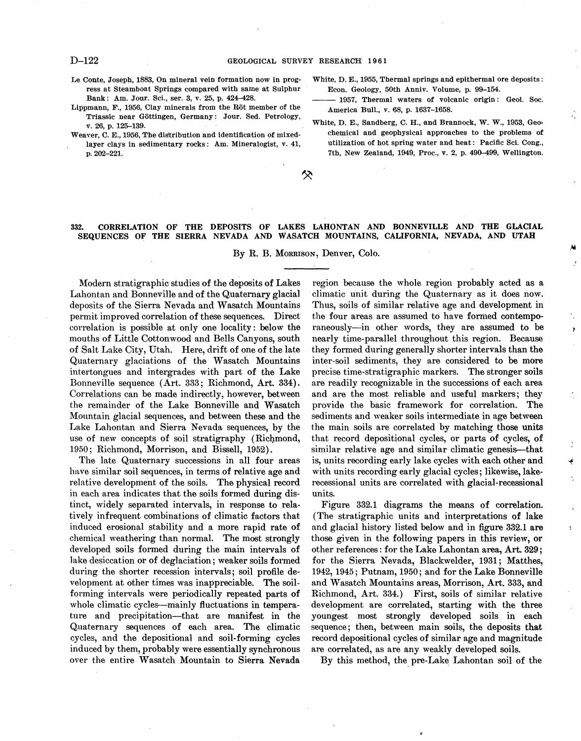Le Conte, Joseph, 1883, On mineral vein formation now in progress at Steamboat Springs compared with same at Sulphur Bank: Am. Jour. Sci., ser. 3, v. 25, p. 424–428.

Lippmann, F., 1956, Clay minerals from the Röt member of the Triassic near Göttingen, Germany: Jour. Sed. Petrology, v. 26, p. 125–139.

Weaver, C. E., 1956, The distribution and identification of mixed-layer clays in sedimentary rocks: Am. Mineralogist, v. 41, p. 202–221.

White, D. E., 1955, Thermal springs and epithermal ore deposits: Econ. Geology, 50th Anniv. Volume, p. 99–154.

——— 1957, Thermal waters of volcanic origin: Geol. Soc. America Bull., v. 68, p. 1637–1658.

White, D. E., Sandberg, C. H., and Brannock, W. W., 1953, Geochemical and geophysical approaches to the problems of utilization of hot spring water and heat: Pacific Sci. Cong., 7th, New Zealand, 1949, Proc., v. 2, p. 490–499, Wellington.

## 332. CORRELATION OF THE DEPOSITS OF LAKES LAHONTAN AND BONNEVILLE AND THE GLACIAL SEQUENCES OF THE SIERRA NEVADA AND WASATCH MOUNTAINS, CALIFORNIA, NEVADA, AND UTAH

By R. B. Morrison, Denver, Colo.

Modern stratigraphic studies of the deposits of Lakes Lahontan and Bonneville and of the Quaternary glacial deposits of the Sierra Nevada and Wasatch Mountains permit improved correlation of these sequences. Direct correlation is possible at only one locality: below the mouths of Little Cottonwood and Bells Canyons, south of Salt Lake City, Utah. Here, drift of one of the late Quaternary glaciations of the Wasatch Mountains intertongues and intergrades with part of the Lake Bonneville sequence (Art. 333; Richmond, Art. 334). Correlations can be made indirectly, however, between the remainder of the Lake Bonneville and Wasatch Mountain glacial sequences, and between these and the Lake Lahontan and Sierra Nevada sequences, by the use of new concepts of soil stratigraphy (Richmond, 1950; Richmond, Morrison, and Bissell, 1952).

The late Quaternary successions in all four areas have similar soil sequences, in terms of relative age and relative development of the soils. The physical record in each area indicates that the soils formed during distinct, widely separated intervals, in response to relatively infrequent combinations of climatic factors that induced erosional stability and a more rapid rate of chemical weathering than normal. The most strongly developed soils formed during the main intervals of lake desiccation or of deglaciation; weaker soils formed during the shorter recession intervals; soil profile development at other times was inappreciable. The soil-forming intervals were periodically repeated parts of whole climatic cycles—mainly fluctuations in temperature and precipitation—that are manifest in the Quaternary sequences of each area. The climatic cycles, and the depositional and soil-forming cycles induced by them, probably were essentially synchronous over the entire Wasatch Mountain to Sierra Nevada region because the whole region probably acted as a climatic unit during the Quaternary as it does now. Thus, soils of similar relative age and development in the four areas are assumed to have formed contemporaneously—in other words, they are assumed to be nearly time-parallel throughout this region. Because they formed during generally shorter intervals than the inter-soil sediments, they are considered to be more precise time-stratigraphic markers. The stronger soils are readily recognizable in the successions of each area and are the most reliable and useful markers; they provide the basic framework for correlation. The sediments and weaker soils intermediate in age between the main soils are correlated by matching those units that record depositional cycles, or parts of cycles, of similar relative age and similar climatic genesis—that is, units recording early lake cycles with each other and with units recording early glacial cycles; likewise, lake-recessional units are correlated with glacial-recessional units.

Figure 332.1 diagrams the means of correlation. (The stratigraphic units and interpretations of lake and glacial history listed below and in figure 332.1 are those given in the following papers in this review, or other references: for the Lake Lahontan area, Art. 329; for the Sierra Nevada, Blackwelder, 1931; Matthes, 1942, 1945; Putnam, 1950; and for the Lake Bonneville and Wasatch Mountains areas, Morrison, Art. 333, and Richmond, Art. 334.) First, soils of similar relative development are correlated, starting with the three youngest most strongly developed soils in each sequence; then, between main soils, the deposits that record depositional cycles of similar age and magnitude are correlated, as are any weakly developed soils.

By this method, the pre-Lake Lahontan soil of the